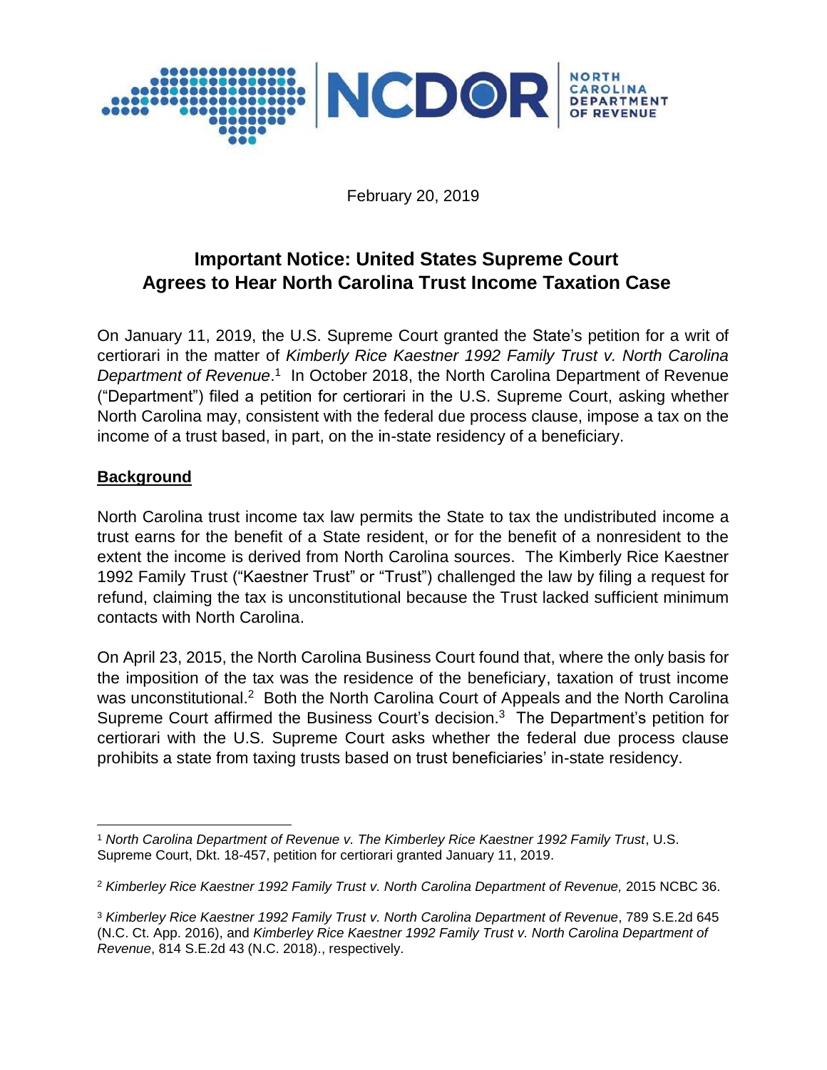NCDOR NORTH CAROLINA DEPARTMENT OF REVENUE

February 20, 2019

# Important Notice: United States Supreme Court Agrees to Hear North Carolina Trust Income Taxation Case

On January 11, 2019, the U.S. Supreme Court granted the State's petition for a writ of certiorari in the matter of *Kimberly Rice Kaestner 1992 Family Trust v. North Carolina Department of Revenue*.[1] In October 2018, the North Carolina Department of Revenue ("Department") filed a petition for certiorari in the U.S. Supreme Court, asking whether North Carolina may, consistent with the federal due process clause, impose a tax on the income of a trust based, in part, on the in-state residency of a beneficiary.

## Background

North Carolina trust income tax law permits the State to tax the undistributed income a trust earns for the benefit of a State resident, or for the benefit of a nonresident to the extent the income is derived from North Carolina sources. The Kimberly Rice Kaestner 1992 Family Trust ("Kaestner Trust" or "Trust") challenged the law by filing a request for refund, claiming the tax is unconstitutional because the Trust lacked sufficient minimum contacts with North Carolina.

On April 23, 2015, the North Carolina Business Court found that, where the only basis for the imposition of the tax was the residence of the beneficiary, taxation of trust income was unconstitutional.[2] Both the North Carolina Court of Appeals and the North Carolina Supreme Court affirmed the Business Court's decision.[3] The Department's petition for certiorari with the U.S. Supreme Court asks whether the federal due process clause prohibits a state from taxing trusts based on trust beneficiaries' in-state residency.

---

[1] *North Carolina Department of Revenue v. The Kimberley Rice Kaestner 1992 Family Trust*, U.S. Supreme Court, Dkt. 18-457, petition for certiorari granted January 11, 2019.

[2] *Kimberley Rice Kaestner 1992 Family Trust v. North Carolina Department of Revenue,* 2015 NCBC 36.

[3] *Kimberley Rice Kaestner 1992 Family Trust v. North Carolina Department of Revenue*, 789 S.E.2d 645 (N.C. Ct. App. 2016), and *Kimberley Rice Kaestner 1992 Family Trust v. North Carolina Department of Revenue*, 814 S.E.2d 43 (N.C. 2018)., respectively.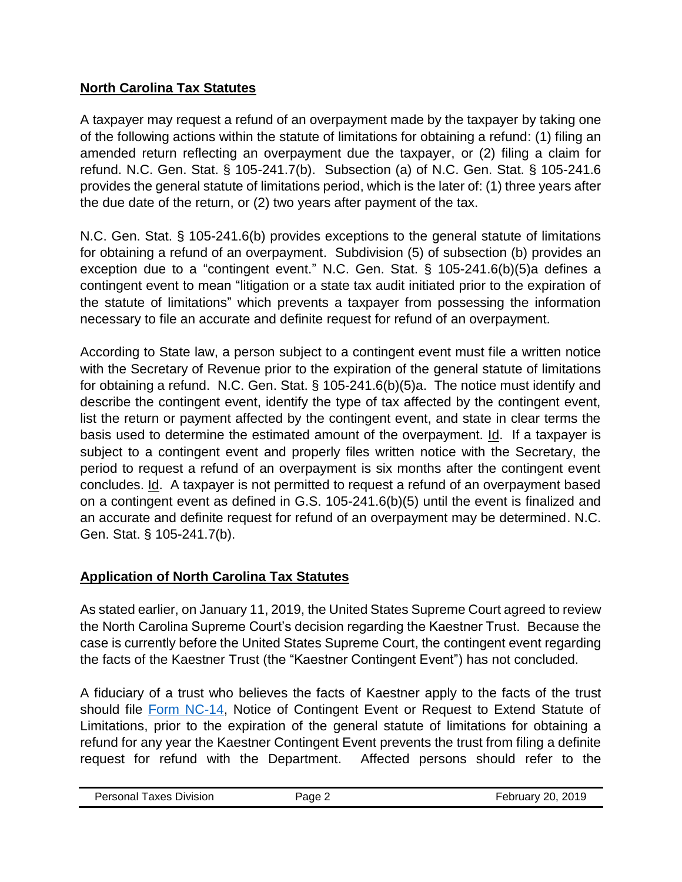## North Carolina Tax Statutes

A taxpayer may request a refund of an overpayment made by the taxpayer by taking one of the following actions within the statute of limitations for obtaining a refund: (1) filing an amended return reflecting an overpayment due the taxpayer, or (2) filing a claim for refund. N.C. Gen. Stat. § 105-241.7(b). Subsection (a) of N.C. Gen. Stat. § 105-241.6 provides the general statute of limitations period, which is the later of: (1) three years after the due date of the return, or (2) two years after payment of the tax.

N.C. Gen. Stat. § 105-241.6(b) provides exceptions to the general statute of limitations for obtaining a refund of an overpayment. Subdivision (5) of subsection (b) provides an exception due to a "contingent event." N.C. Gen. Stat. § 105-241.6(b)(5)a defines a contingent event to mean "litigation or a state tax audit initiated prior to the expiration of the statute of limitations" which prevents a taxpayer from possessing the information necessary to file an accurate and definite request for refund of an overpayment.

According to State law, a person subject to a contingent event must file a written notice with the Secretary of Revenue prior to the expiration of the general statute of limitations for obtaining a refund. N.C. Gen. Stat. § 105-241.6(b)(5)a. The notice must identify and describe the contingent event, identify the type of tax affected by the contingent event, list the return or payment affected by the contingent event, and state in clear terms the basis used to determine the estimated amount of the overpayment. Id. If a taxpayer is subject to a contingent event and properly files written notice with the Secretary, the period to request a refund of an overpayment is six months after the contingent event concludes. Id. A taxpayer is not permitted to request a refund of an overpayment based on a contingent event as defined in G.S. 105-241.6(b)(5) until the event is finalized and an accurate and definite request for refund of an overpayment may be determined. N.C. Gen. Stat. § 105-241.7(b).

## Application of North Carolina Tax Statutes

As stated earlier, on January 11, 2019, the United States Supreme Court agreed to review the North Carolina Supreme Court's decision regarding the Kaestner Trust. Because the case is currently before the United States Supreme Court, the contingent event regarding the facts of the Kaestner Trust (the "Kaestner Contingent Event") has not concluded.

A fiduciary of a trust who believes the facts of Kaestner apply to the facts of the trust should file Form NC-14, Notice of Contingent Event or Request to Extend Statute of Limitations, prior to the expiration of the general statute of limitations for obtaining a refund for any year the Kaestner Contingent Event prevents the trust from filing a definite request for refund with the Department. Affected persons should refer to the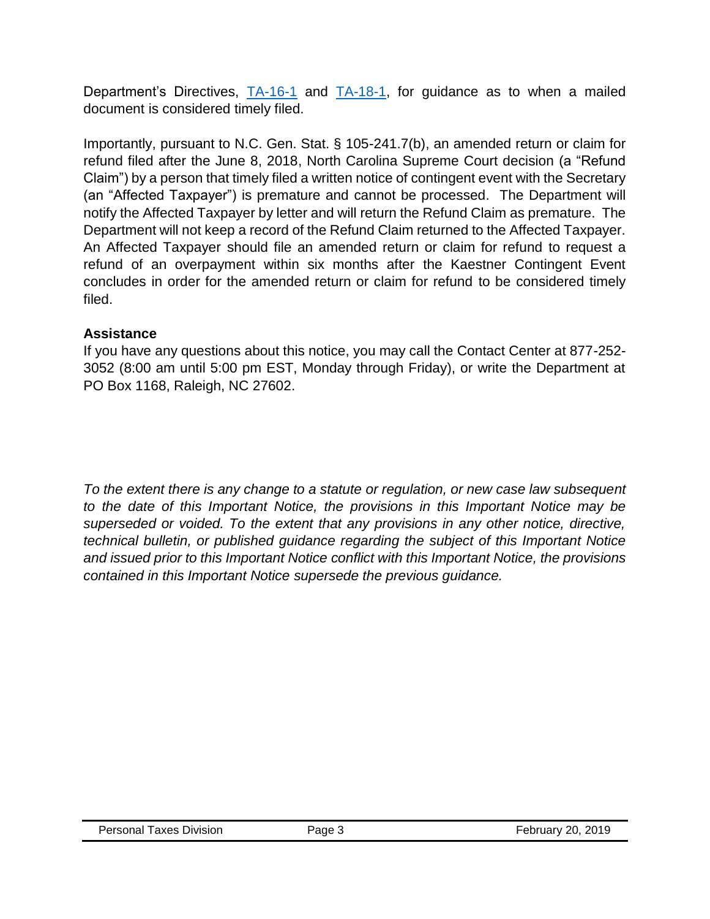Department's Directives, [TA-16-1](TA-16-1) and [TA-18-1](TA-18-1), for guidance as to when a mailed document is considered timely filed.

Importantly, pursuant to N.C. Gen. Stat. § 105-241.7(b), an amended return or claim for refund filed after the June 8, 2018, North Carolina Supreme Court decision (a "Refund Claim") by a person that timely filed a written notice of contingent event with the Secretary (an "Affected Taxpayer") is premature and cannot be processed. The Department will notify the Affected Taxpayer by letter and will return the Refund Claim as premature. The Department will not keep a record of the Refund Claim returned to the Affected Taxpayer. An Affected Taxpayer should file an amended return or claim for refund to request a refund of an overpayment within six months after the Kaestner Contingent Event concludes in order for the amended return or claim for refund to be considered timely filed.

### Assistance

If you have any questions about this notice, you may call the Contact Center at 877-252-3052 (8:00 am until 5:00 pm EST, Monday through Friday), or write the Department at PO Box 1168, Raleigh, NC 27602.

*To the extent there is any change to a statute or regulation, or new case law subsequent to the date of this Important Notice, the provisions in this Important Notice may be superseded or voided. To the extent that any provisions in any other notice, directive, technical bulletin, or published guidance regarding the subject of this Important Notice and issued prior to this Important Notice conflict with this Important Notice, the provisions contained in this Important Notice supersede the previous guidance.*